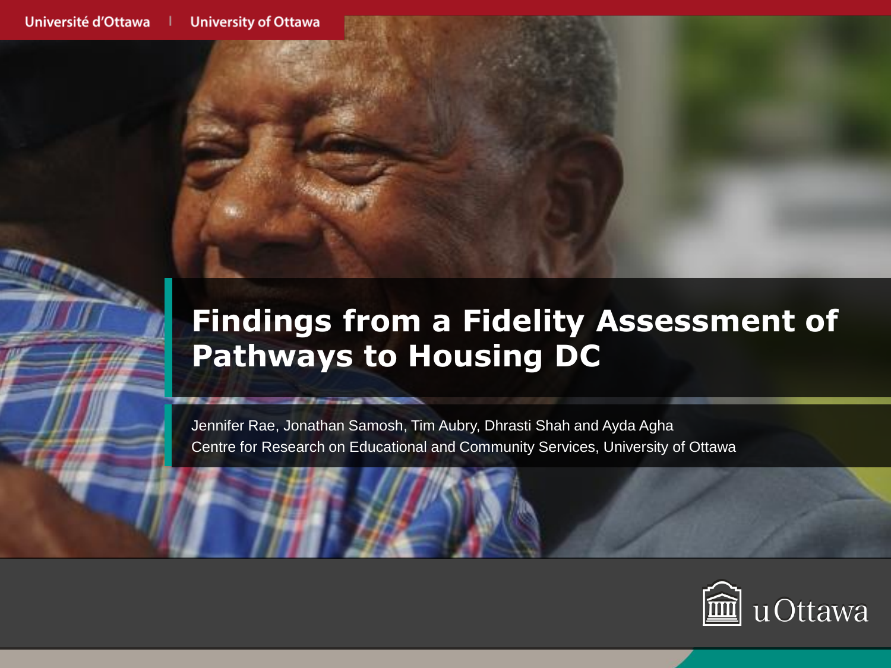Université d'Ottawa | University of Ottawa

# Findings from a Fidelity Assessment of Pathways to Housing DC

Jennifer Rae, Jonathan Samosh, Tim Aubry, Dhrasti Shah and Ayda Agha

Centre for Research on Educational and Community Services, University of Ottawa

uOttawa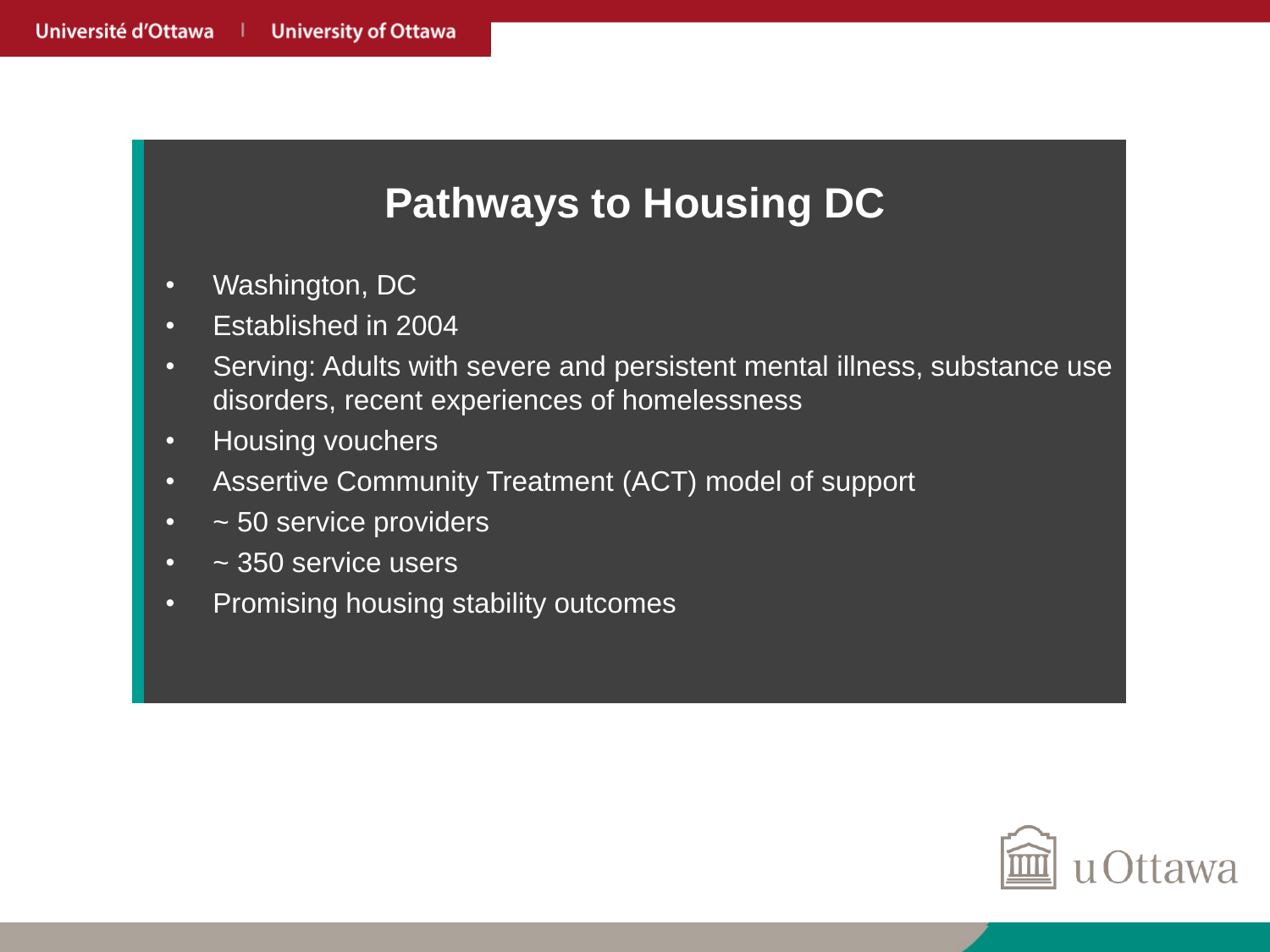# Pathways to Housing DC

- Washington, DC
- Established in 2004
- Serving: Adults with severe and persistent mental illness, substance use disorders, recent experiences of homelessness
- Housing vouchers
- Assertive Community Treatment (ACT) model of support
- ~ 50 service providers
- ~ 350 service users
- Promising housing stability outcomes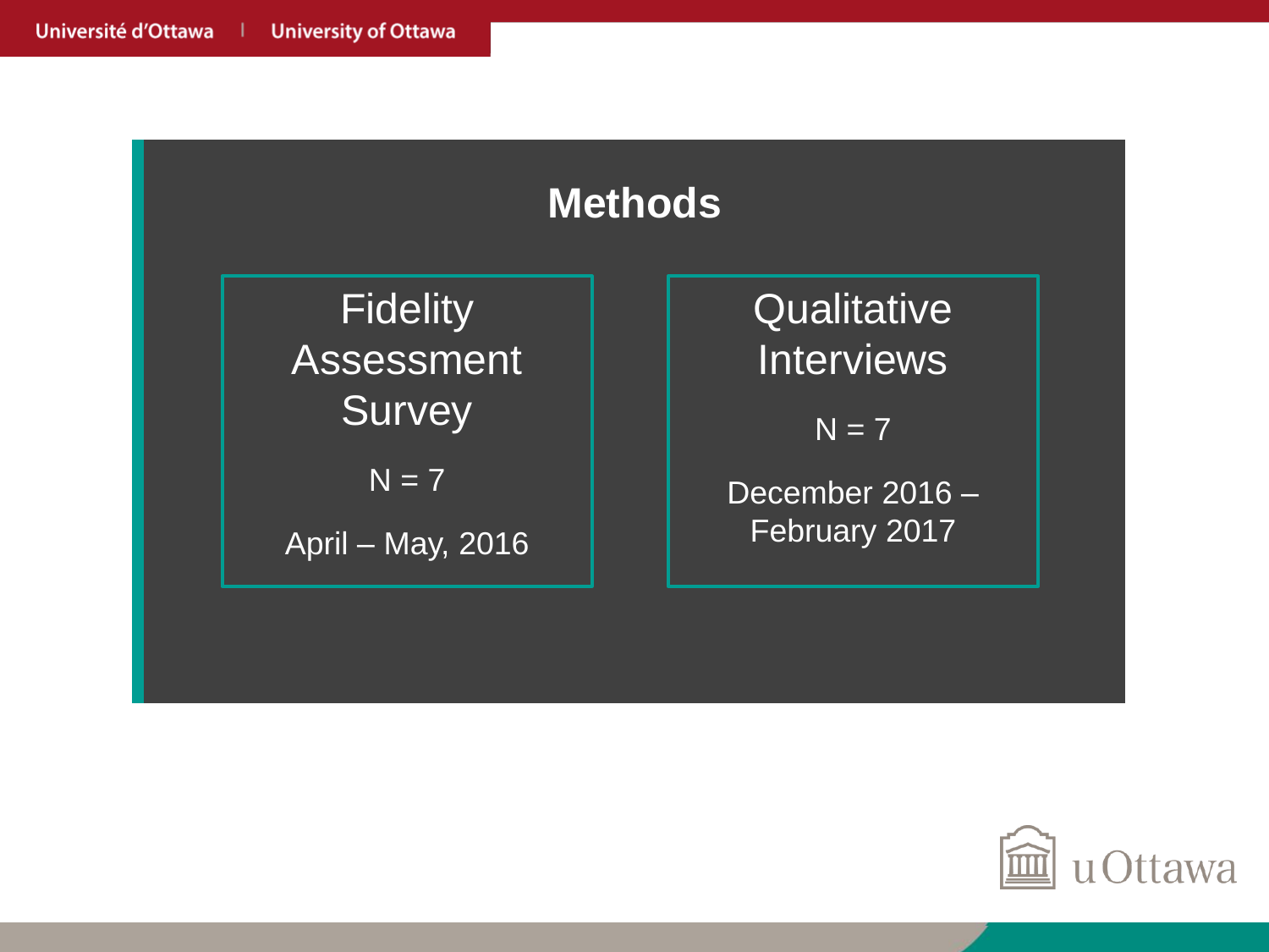# Methods

**Fidelity Assessment Survey**

N = 7

April – May, 2016

**Qualitative Interviews**

N = 7

December 2016 – February 2017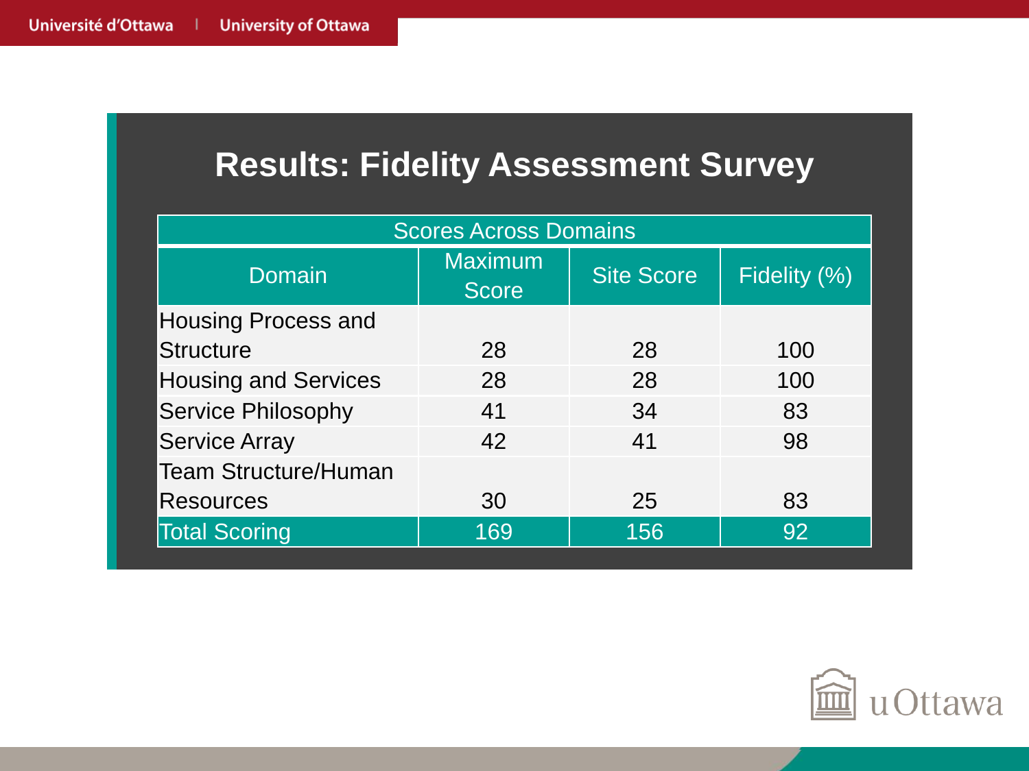# Results: Fidelity Assessment Survey

| Scores Across Domains | | | |
|---|---|---|---|
| Domain | Maximum Score | Site Score | Fidelity (%) |
| Housing Process and Structure | 28 | 28 | 100 |
| Housing and Services | 28 | 28 | 100 |
| Service Philosophy | 41 | 34 | 83 |
| Service Array | 42 | 41 | 98 |
| Team Structure/Human Resources | 30 | 25 | 83 |
| Total Scoring | 169 | 156 | 92 |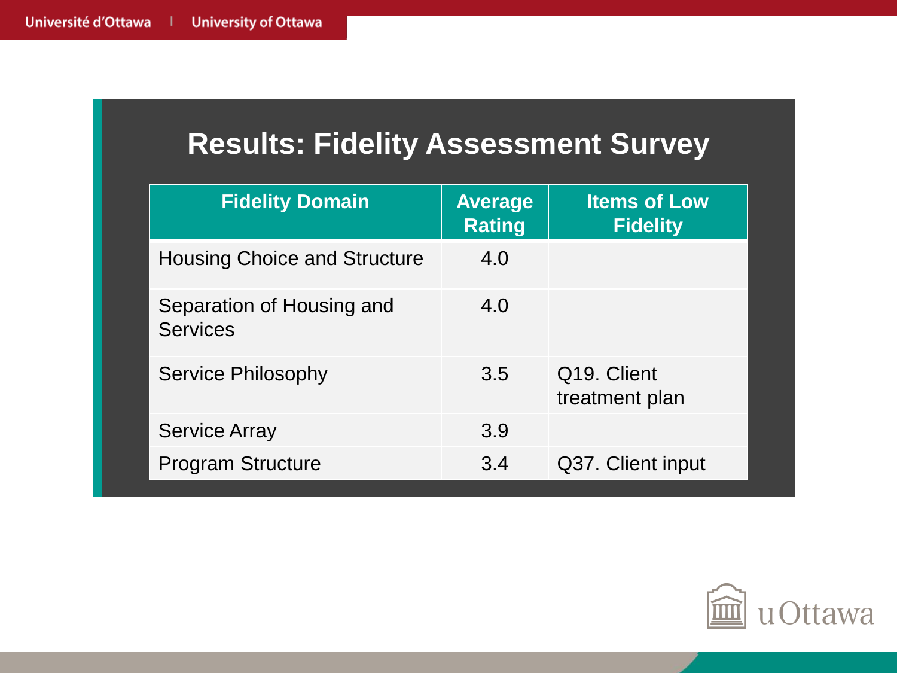# Results: Fidelity Assessment Survey

| Fidelity Domain | Average Rating | Items of Low Fidelity |
|---|---|---|
| Housing Choice and Structure | 4.0 | |
| Separation of Housing and Services | 4.0 | |
| Service Philosophy | 3.5 | Q19. Client treatment plan |
| Service Array | 3.9 | |
| Program Structure | 3.4 | Q37. Client input |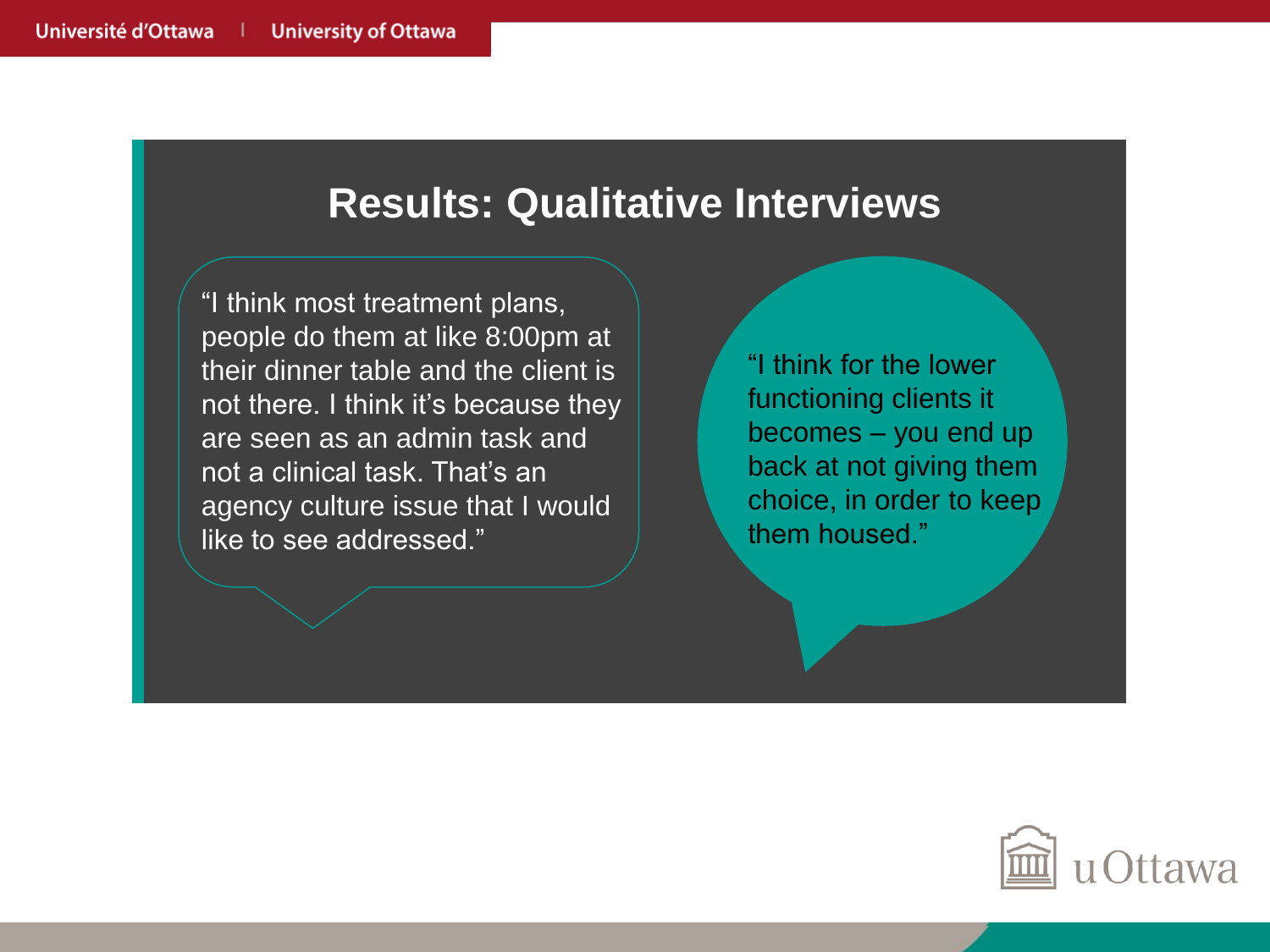# Results: Qualitative Interviews

"I think most treatment plans, people do them at like 8:00pm at their dinner table and the client is not there. I think it's because they are seen as an admin task and not a clinical task. That's an agency culture issue that I would like to see addressed."

"I think for the lower functioning clients it becomes – you end up back at not giving them choice, in order to keep them housed."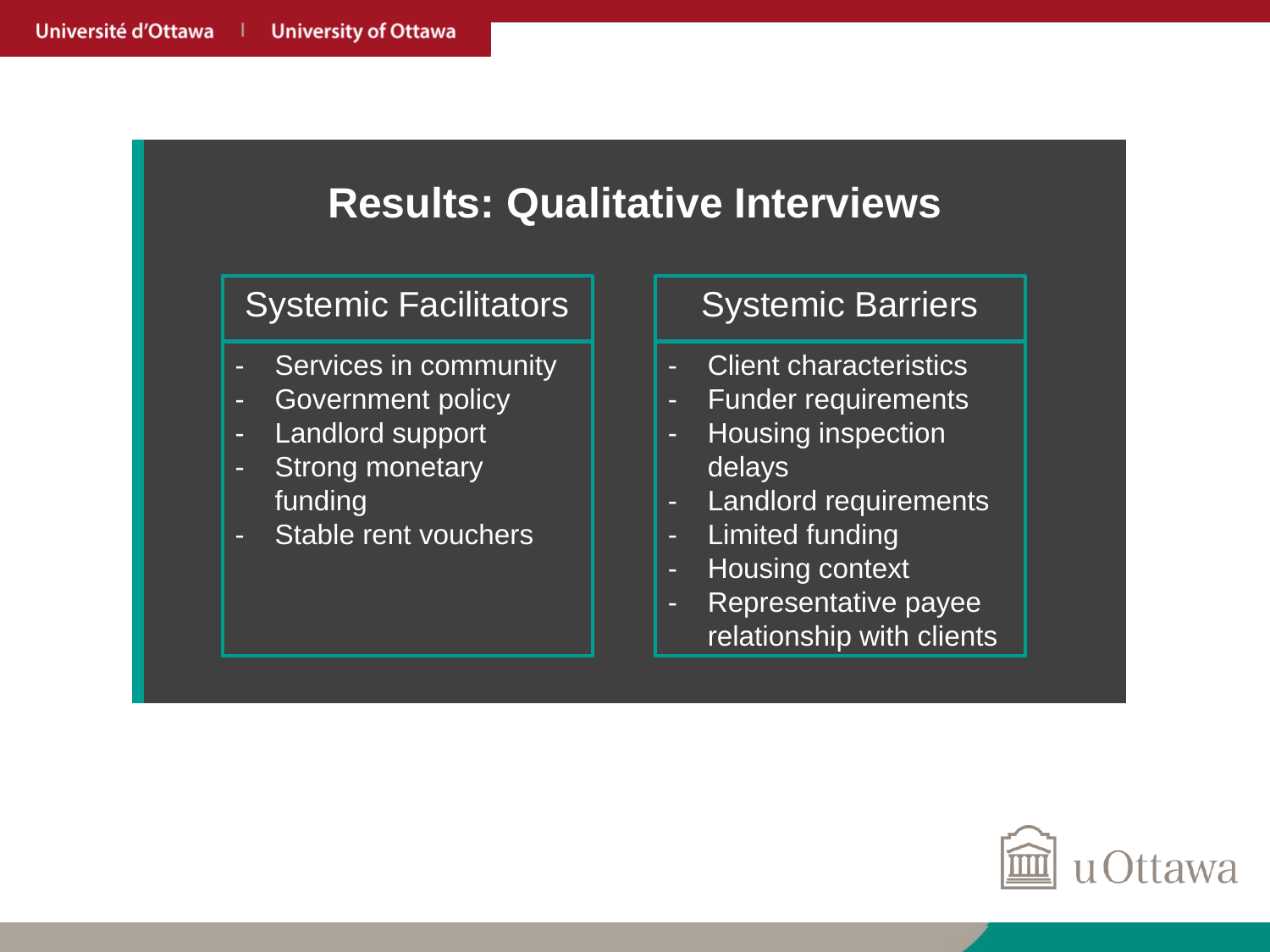# Results: Qualitative Interviews

## Systemic Facilitators

- Services in community
- Government policy
- Landlord support
- Strong monetary funding
- Stable rent vouchers

## Systemic Barriers

- Client characteristics
- Funder requirements
- Housing inspection delays
- Landlord requirements
- Limited funding
- Housing context
- Representative payee relationship with clients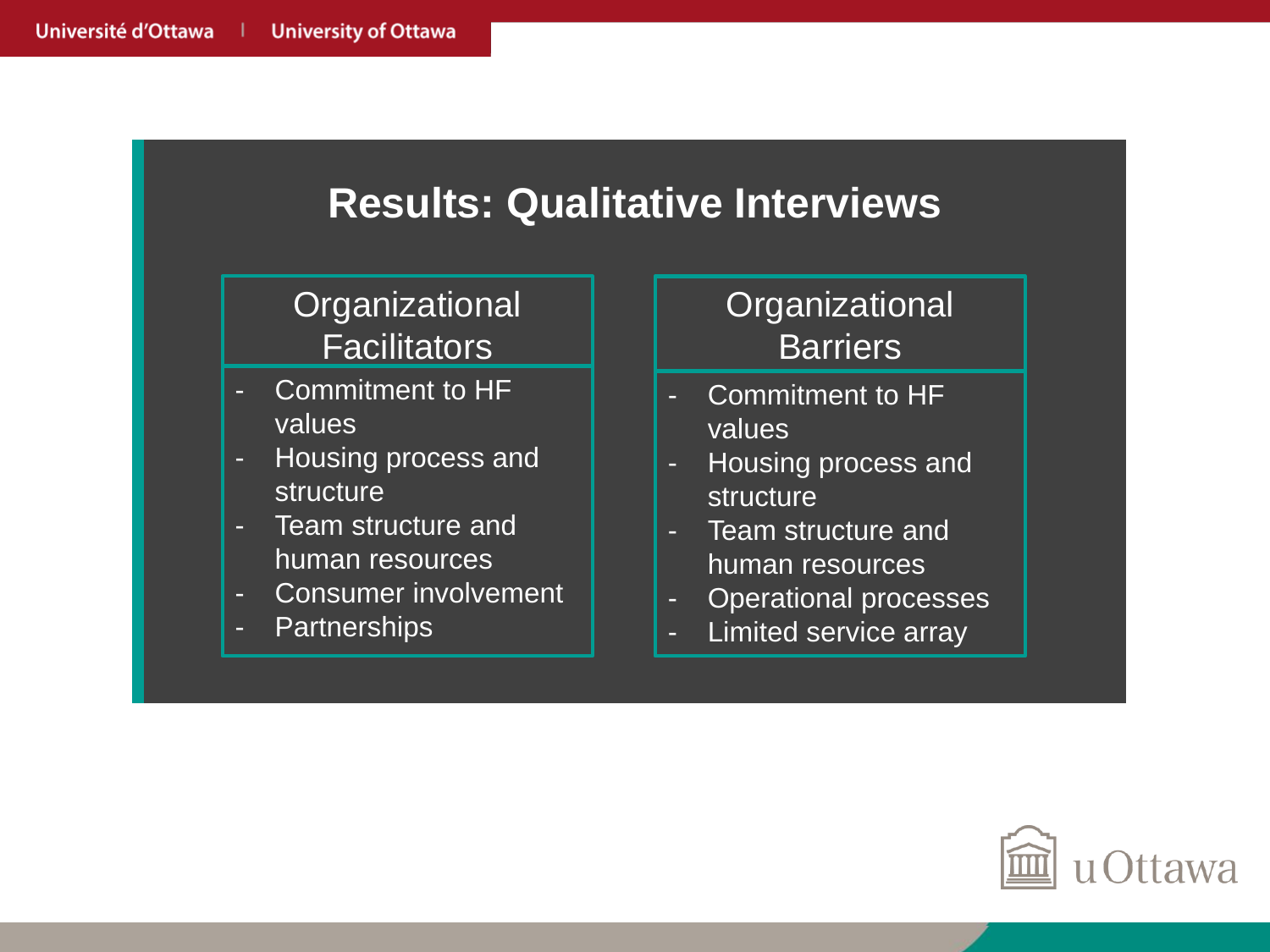# Results: Qualitative Interviews

## Organizational Facilitators

- Commitment to HF values
- Housing process and structure
- Team structure and human resources
- Consumer involvement
- Partnerships

## Organizational Barriers

- Commitment to HF values
- Housing process and structure
- Team structure and human resources
- Operational processes
- Limited service array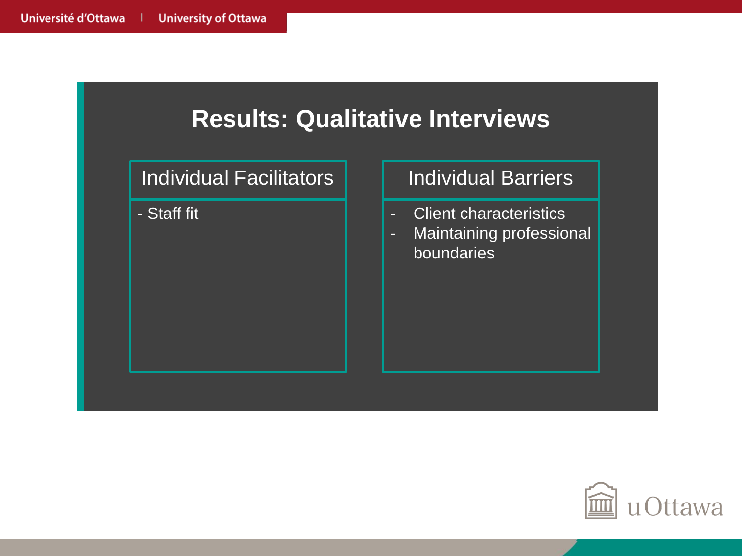# Results: Qualitative Interviews

| Individual Facilitators | Individual Barriers |
| --- | --- |
| - Staff fit | - Client characteristics<br>- Maintaining professional boundaries |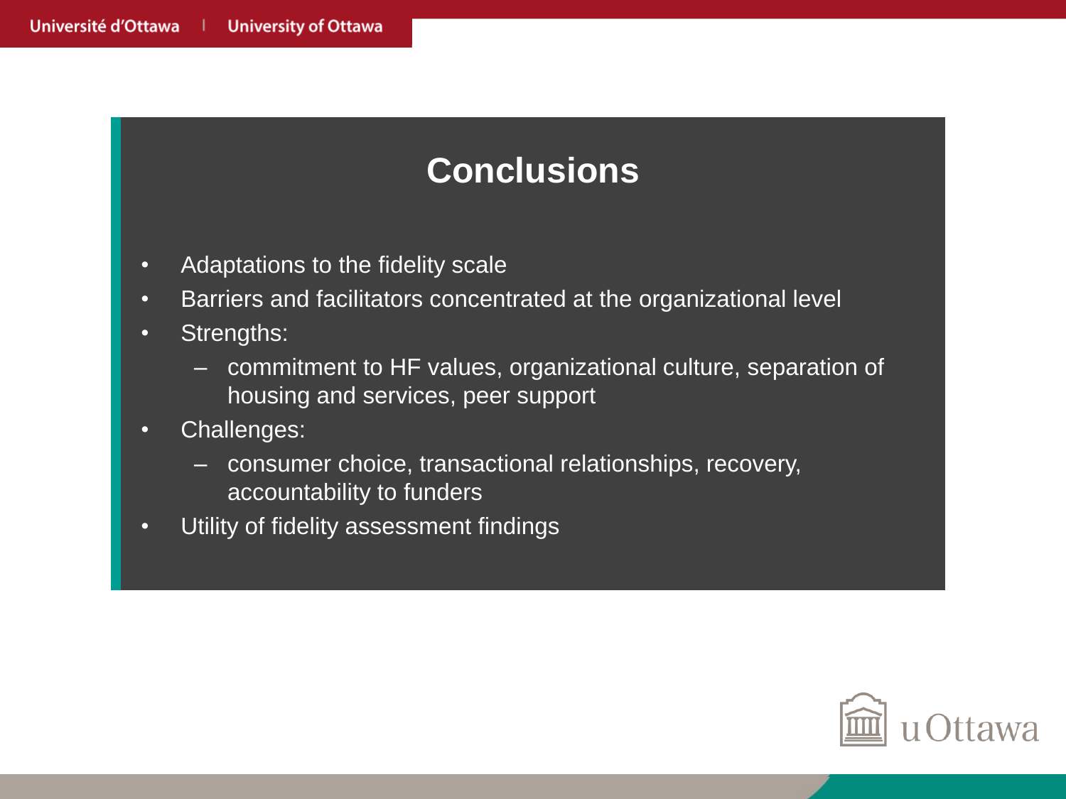# Conclusions

- Adaptations to the fidelity scale
- Barriers and facilitators concentrated at the organizational level
- Strengths:
  - commitment to HF values, organizational culture, separation of housing and services, peer support
- Challenges:
  - consumer choice, transactional relationships, recovery, accountability to funders
- Utility of fidelity assessment findings